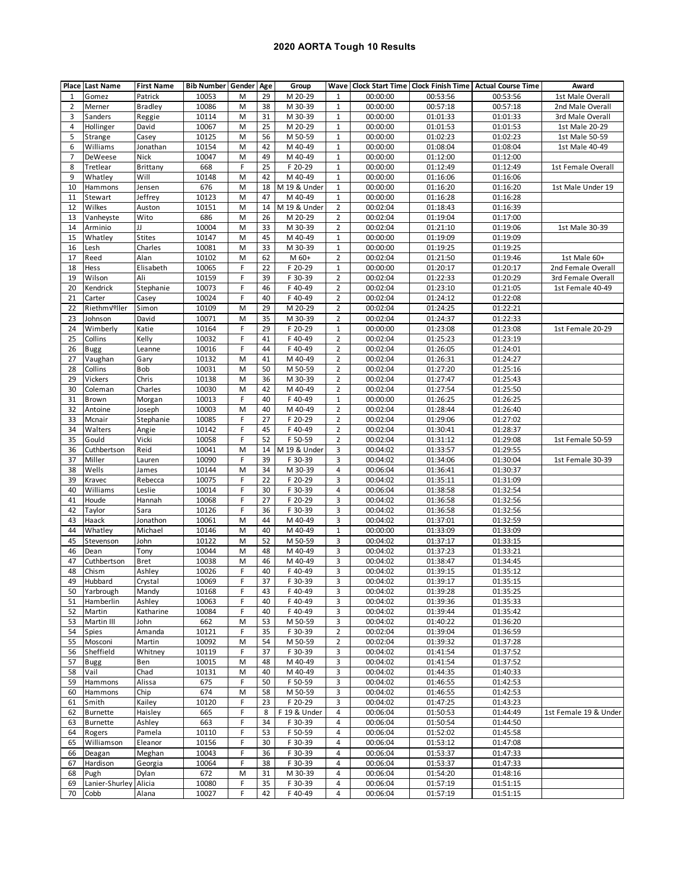# 2020 AORTA Tough 10 Results

| Place | Last Name | First Name | Bib Number | Gender | Age | Group | Wave | Clock Start Time | Clock Finish Time | Actual Course Time | Award |
|---|---|---|---|---|---|---|---|---|---|---|---|
| 1 | Gomez | Patrick | 10053 | M | 29 | M 20-29 | 1 | 00:00:00 | 00:53:56 | 00:53:56 | 1st Male Overall |
| 2 | Merner | Bradley | 10086 | M | 38 | M 30-39 | 1 | 00:00:00 | 00:57:18 | 00:57:18 | 2nd Male Overall |
| 3 | Sanders | Reggie | 10114 | M | 31 | M 30-39 | 1 | 00:00:00 | 01:01:33 | 01:01:33 | 3rd Male Overall |
| 4 | Hollinger | David | 10067 | M | 25 | M 20-29 | 1 | 00:00:00 | 01:01:53 | 01:01:53 | 1st Male 20-29 |
| 5 | Strange | Casey | 10125 | M | 56 | M 50-59 | 1 | 00:00:00 | 01:02:23 | 01:02:23 | 1st Male 50-59 |
| 6 | Williams | Jonathan | 10154 | M | 42 | M 40-49 | 1 | 00:00:00 | 01:08:04 | 01:08:04 | 1st Male 40-49 |
| 7 | DeWeese | Nick | 10047 | M | 49 | M 40-49 | 1 | 00:00:00 | 01:12:00 | 01:12:00 | |
| 8 | Tretlear | Brittany | 668 | F | 25 | F 20-29 | 1 | 00:00:00 | 01:12:49 | 01:12:49 | 1st Female Overall |
| 9 | Whatley | Will | 10148 | M | 42 | M 40-49 | 1 | 00:00:00 | 01:16:06 | 01:16:06 | |
| 10 | Hammons | Jensen | 676 | M | 18 | M 19 & Under | 1 | 00:00:00 | 01:16:20 | 01:16:20 | 1st Male Under 19 |
| 11 | Stewart | Jeffrey | 10123 | M | 47 | M 40-49 | 1 | 00:00:00 | 01:16:28 | 01:16:28 | |
| 12 | Wilkes | Auston | 10151 | M | 14 | M 19 & Under | 2 | 00:02:04 | 01:18:43 | 01:16:39 | |
| 13 | Vanheyste | Wito | 686 | M | 26 | M 20-29 | 2 | 00:02:04 | 01:19:04 | 01:17:00 | |
| 14 | Arminio | JJ | 10004 | M | 33 | M 30-39 | 2 | 00:02:04 | 01:21:10 | 01:19:06 | 1st Male 30-39 |
| 15 | Whatley | Stites | 10147 | M | 45 | M 40-49 | 1 | 00:00:00 | 01:19:09 | 01:19:09 | |
| 16 | Lesh | Charles | 10081 | M | 33 | M 30-39 | 1 | 00:00:00 | 01:19:25 | 01:19:25 | |
| 17 | Reed | Alan | 10102 | M | 62 | M 60+ | 2 | 00:02:04 | 01:21:50 | 01:19:46 | 1st Male 60+ |
| 18 | Hess | Elisabeth | 10065 | F | 22 | F 20-29 | 1 | 00:00:00 | 01:20:17 | 01:20:17 | 2nd Female Overall |
| 19 | Wilson | Ali | 10159 | F | 39 | F 30-39 | 2 | 00:02:04 | 01:22:33 | 01:20:29 | 3rd Female Overall |
| 20 | Kendrick | Stephanie | 10073 | F | 46 | F 40-49 | 2 | 00:02:04 | 01:23:10 | 01:21:05 | 1st Female 40-49 |
| 21 | Carter | Casey | 10024 | F | 40 | F 40-49 | 2 | 00:02:04 | 01:24:12 | 01:22:08 | |
| 22 | Riethmvºller | Simon | 10109 | M | 29 | M 20-29 | 2 | 00:02:04 | 01:24:25 | 01:22:21 | |
| 23 | Johnson | David | 10071 | M | 35 | M 30-39 | 2 | 00:02:04 | 01:24:37 | 01:22:33 | |
| 24 | Wimberly | Katie | 10164 | F | 29 | F 20-29 | 1 | 00:00:00 | 01:23:08 | 01:23:08 | 1st Female 20-29 |
| 25 | Collins | Kelly | 10032 | F | 41 | F 40-49 | 2 | 00:02:04 | 01:25:23 | 01:23:19 | |
| 26 | Bugg | Leanne | 10016 | F | 44 | F 40-49 | 2 | 00:02:04 | 01:26:05 | 01:24:01 | |
| 27 | Vaughan | Gary | 10132 | M | 41 | M 40-49 | 2 | 00:02:04 | 01:26:31 | 01:24:27 | |
| 28 | Collins | Bob | 10031 | M | 50 | M 50-59 | 2 | 00:02:04 | 01:27:20 | 01:25:16 | |
| 29 | Vickers | Chris | 10138 | M | 36 | M 30-39 | 2 | 00:02:04 | 01:27:47 | 01:25:43 | |
| 30 | Coleman | Charles | 10030 | M | 42 | M 40-49 | 2 | 00:02:04 | 01:27:54 | 01:25:50 | |
| 31 | Brown | Morgan | 10013 | F | 40 | F 40-49 | 1 | 00:00:00 | 01:26:25 | 01:26:25 | |
| 32 | Antoine | Joseph | 10003 | M | 40 | M 40-49 | 2 | 00:02:04 | 01:28:44 | 01:26:40 | |
| 33 | Mcnair | Stephanie | 10085 | F | 27 | F 20-29 | 2 | 00:02:04 | 01:29:06 | 01:27:02 | |
| 34 | Walters | Angie | 10142 | F | 45 | F 40-49 | 2 | 00:02:04 | 01:30:41 | 01:28:37 | |
| 35 | Gould | Vicki | 10058 | F | 52 | F 50-59 | 2 | 00:02:04 | 01:31:12 | 01:29:08 | 1st Female 50-59 |
| 36 | Cuthbertson | Reid | 10041 | M | 14 | M 19 & Under | 3 | 00:04:02 | 01:33:57 | 01:29:55 | |
| 37 | Miller | Lauren | 10090 | F | 39 | F 30-39 | 3 | 00:04:02 | 01:34:06 | 01:30:04 | 1st Female 30-39 |
| 38 | Wells | James | 10144 | M | 34 | M 30-39 | 4 | 00:06:04 | 01:36:41 | 01:30:37 | |
| 39 | Kravec | Rebecca | 10075 | F | 22 | F 20-29 | 3 | 00:04:02 | 01:35:11 | 01:31:09 | |
| 40 | Williams | Leslie | 10014 | F | 30 | F 30-39 | 4 | 00:06:04 | 01:38:58 | 01:32:54 | |
| 41 | Houde | Hannah | 10068 | F | 27 | F 20-29 | 3 | 00:04:02 | 01:36:58 | 01:32:56 | |
| 42 | Taylor | Sara | 10126 | F | 36 | F 30-39 | 3 | 00:04:02 | 01:36:58 | 01:32:56 | |
| 43 | Haack | Jonathon | 10061 | M | 44 | M 40-49 | 3 | 00:04:02 | 01:37:01 | 01:32:59 | |
| 44 | Whatley | Michael | 10146 | M | 40 | M 40-49 | 1 | 00:00:00 | 01:33:09 | 01:33:09 | |
| 45 | Stevenson | John | 10122 | M | 52 | M 50-59 | 3 | 00:04:02 | 01:37:17 | 01:33:15 | |
| 46 | Dean | Tony | 10044 | M | 48 | M 40-49 | 3 | 00:04:02 | 01:37:23 | 01:33:21 | |
| 47 | Cuthbertson | Bret | 10038 | M | 46 | M 40-49 | 3 | 00:04:02 | 01:38:47 | 01:34:45 | |
| 48 | Chism | Ashley | 10026 | F | 40 | F 40-49 | 3 | 00:04:02 | 01:39:15 | 01:35:12 | |
| 49 | Hubbard | Crystal | 10069 | F | 37 | F 30-39 | 3 | 00:04:02 | 01:39:17 | 01:35:15 | |
| 50 | Yarbrough | Mandy | 10168 | F | 43 | F 40-49 | 3 | 00:04:02 | 01:39:28 | 01:35:25 | |
| 51 | Hamberlin | Ashley | 10063 | F | 40 | F 40-49 | 3 | 00:04:02 | 01:39:36 | 01:35:33 | |
| 52 | Martin | Katharine | 10084 | F | 40 | F 40-49 | 3 | 00:04:02 | 01:39:44 | 01:35:42 | |
| 53 | Martin III | John | 662 | M | 53 | M 50-59 | 3 | 00:04:02 | 01:40:22 | 01:36:20 | |
| 54 | Spies | Amanda | 10121 | F | 35 | F 30-39 | 2 | 00:02:04 | 01:39:04 | 01:36:59 | |
| 55 | Mosconi | Martin | 10092 | M | 54 | M 50-59 | 2 | 00:02:04 | 01:39:32 | 01:37:28 | |
| 56 | Sheffield | Whitney | 10119 | F | 37 | F 30-39 | 3 | 00:04:02 | 01:41:54 | 01:37:52 | |
| 57 | Bugg | Ben | 10015 | M | 48 | M 40-49 | 3 | 00:04:02 | 01:41:54 | 01:37:52 | |
| 58 | Vail | Chad | 10131 | M | 40 | M 40-49 | 3 | 00:04:02 | 01:44:35 | 01:40:33 | |
| 59 | Hammons | Alissa | 675 | F | 50 | F 50-59 | 3 | 00:04:02 | 01:46:55 | 01:42:53 | |
| 60 | Hammons | Chip | 674 | M | 58 | M 50-59 | 3 | 00:04:02 | 01:46:55 | 01:42:53 | |
| 61 | Smith | Kailey | 10120 | F | 23 | F 20-29 | 3 | 00:04:02 | 01:47:25 | 01:43:23 | |
| 62 | Burnette | Haisley | 665 | F | 8 | F 19 & Under | 4 | 00:06:04 | 01:50:53 | 01:44:49 | 1st Female 19 & Under |
| 63 | Burnette | Ashley | 663 | F | 34 | F 30-39 | 4 | 00:06:04 | 01:50:54 | 01:44:50 | |
| 64 | Rogers | Pamela | 10110 | F | 53 | F 50-59 | 4 | 00:06:04 | 01:52:02 | 01:45:58 | |
| 65 | Williamson | Eleanor | 10156 | F | 30 | F 30-39 | 4 | 00:06:04 | 01:53:12 | 01:47:08 | |
| 66 | Deagan | Meghan | 10043 | F | 36 | F 30-39 | 4 | 00:06:04 | 01:53:37 | 01:47:33 | |
| 67 | Hardison | Georgia | 10064 | F | 38 | F 30-39 | 4 | 00:06:04 | 01:53:37 | 01:47:33 | |
| 68 | Pugh | Dylan | 672 | M | 31 | M 30-39 | 4 | 00:06:04 | 01:54:20 | 01:48:16 | |
| 69 | Lanier-Shurley | Alicia | 10080 | F | 35 | F 30-39 | 4 | 00:06:04 | 01:57:19 | 01:51:15 | |
| 70 | Cobb | Alana | 10027 | F | 42 | F 40-49 | 4 | 00:06:04 | 01:57:19 | 01:51:15 | |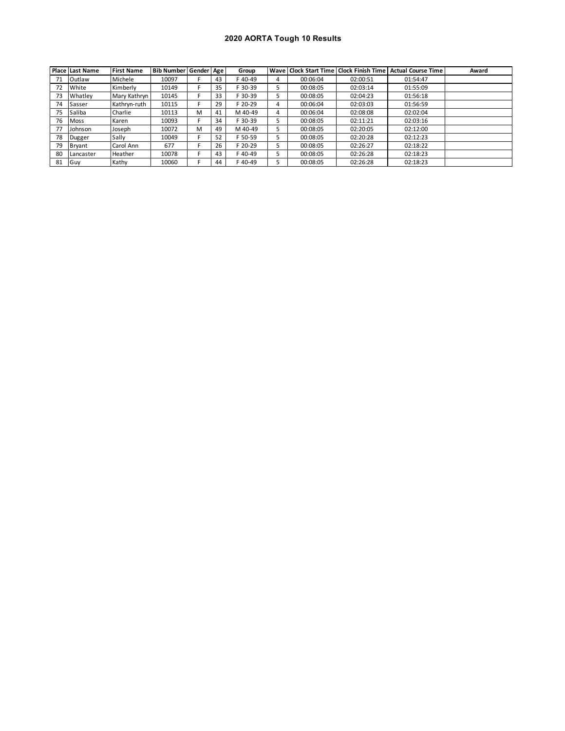# 2020 AORTA Tough 10 Results

| Place | Last Name | First Name | Bib Number | Gender | Age | Group | Wave | Clock Start Time | Clock Finish Time | Actual Course Time | Award |
|---|---|---|---|---|---|---|---|---|---|---|---|
| 71 | Outlaw | Michele | 10097 | F | 43 | F 40-49 | 4 | 00:06:04 | 02:00:51 | 01:54:47 | |
| 72 | White | Kimberly | 10149 | F | 35 | F 30-39 | 5 | 00:08:05 | 02:03:14 | 01:55:09 | |
| 73 | Whatley | Mary Kathryn | 10145 | F | 33 | F 30-39 | 5 | 00:08:05 | 02:04:23 | 01:56:18 | |
| 74 | Sasser | Kathryn-ruth | 10115 | F | 29 | F 20-29 | 4 | 00:06:04 | 02:03:03 | 01:56:59 | |
| 75 | Saliba | Charlie | 10113 | M | 41 | M 40-49 | 4 | 00:06:04 | 02:08:08 | 02:02:04 | |
| 76 | Moss | Karen | 10093 | F | 34 | F 30-39 | 5 | 00:08:05 | 02:11:21 | 02:03:16 | |
| 77 | Johnson | Joseph | 10072 | M | 49 | M 40-49 | 5 | 00:08:05 | 02:20:05 | 02:12:00 | |
| 78 | Dugger | Sally | 10049 | F | 52 | F 50-59 | 5 | 00:08:05 | 02:20:28 | 02:12:23 | |
| 79 | Bryant | Carol Ann | 677 | F | 26 | F 20-29 | 5 | 00:08:05 | 02:26:27 | 02:18:22 | |
| 80 | Lancaster | Heather | 10078 | F | 43 | F 40-49 | 5 | 00:08:05 | 02:26:28 | 02:18:23 | |
| 81 | Guy | Kathy | 10060 | F | 44 | F 40-49 | 5 | 00:08:05 | 02:26:28 | 02:18:23 | |